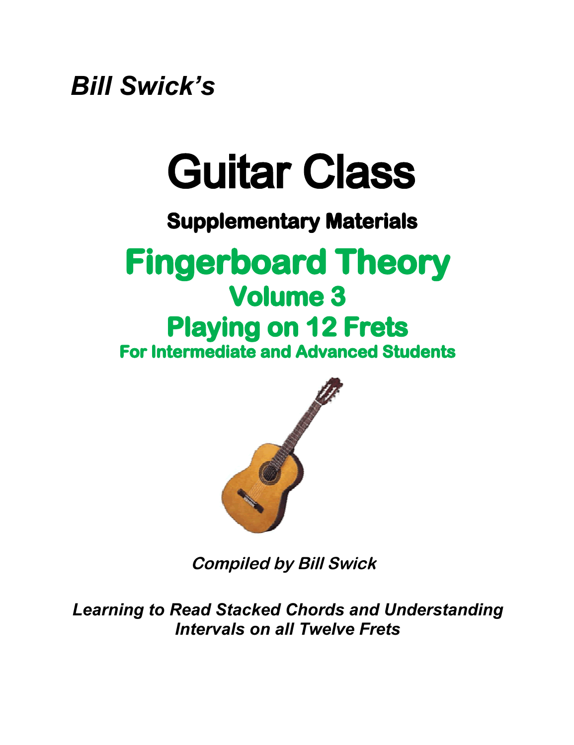*Bill Swick's*

# Guitar Class

## Supplementary Materials

# Fingerboard Theory

## Volume 3

## Playing on 12 Frets

### For Intermediate and Advanced Students

*Compiled by Bill Swick*

*Learning to Read Stacked Chords and Understanding Intervals on all Twelve Frets*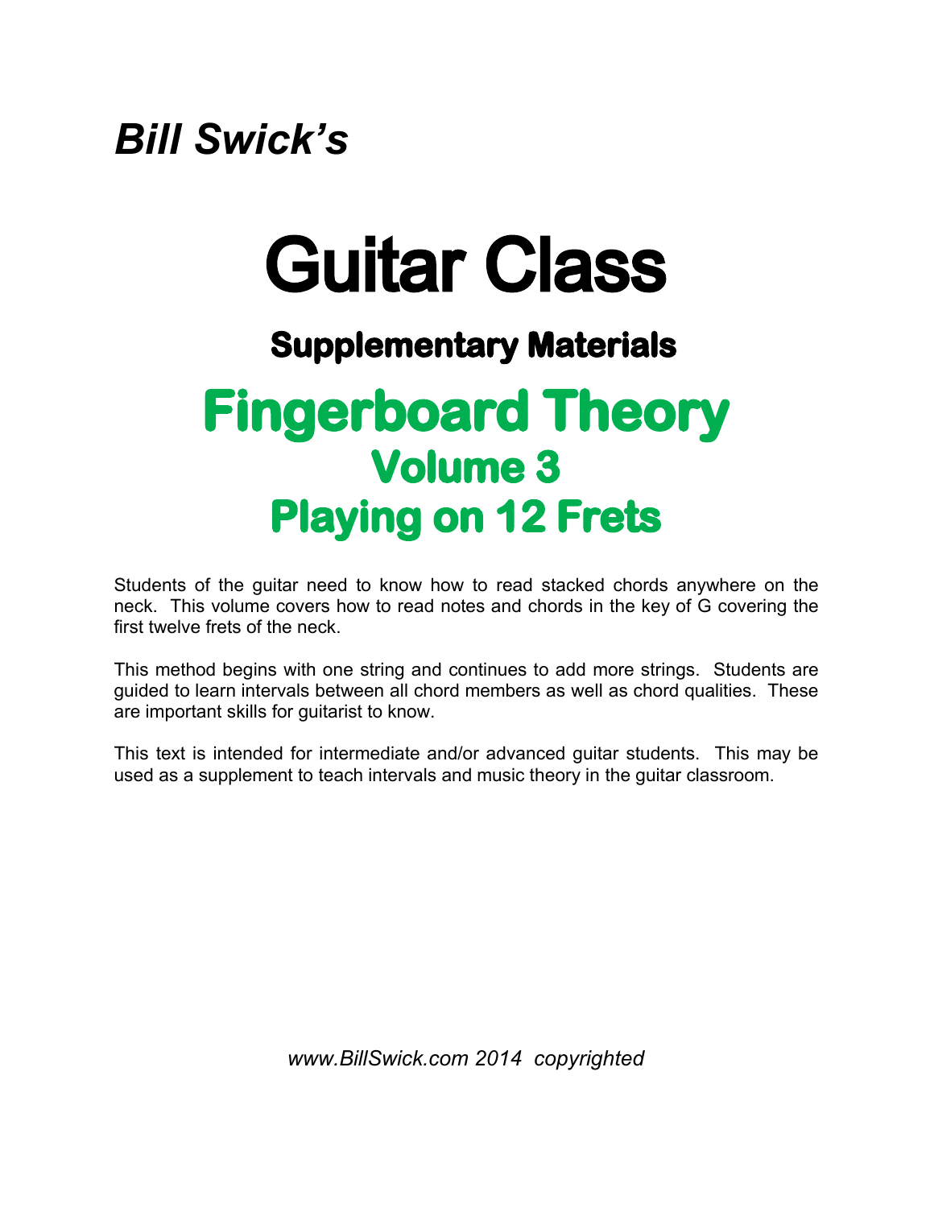*Bill Swick's*

# Guitar Class

### Supplementary Materials

## Fingerboard Theory
## Volume 3
## Playing on 12 Frets

Students of the guitar need to know how to read stacked chords anywhere on the neck. This volume covers how to read notes and chords in the key of G covering the first twelve frets of the neck.

This method begins with one string and continues to add more strings. Students are guided to learn intervals between all chord members as well as chord qualities. These are important skills for guitarist to know.

This text is intended for intermediate and/or advanced guitar students. This may be used as a supplement to teach intervals and music theory in the guitar classroom.

*www.BillSwick.com 2014 copyrighted*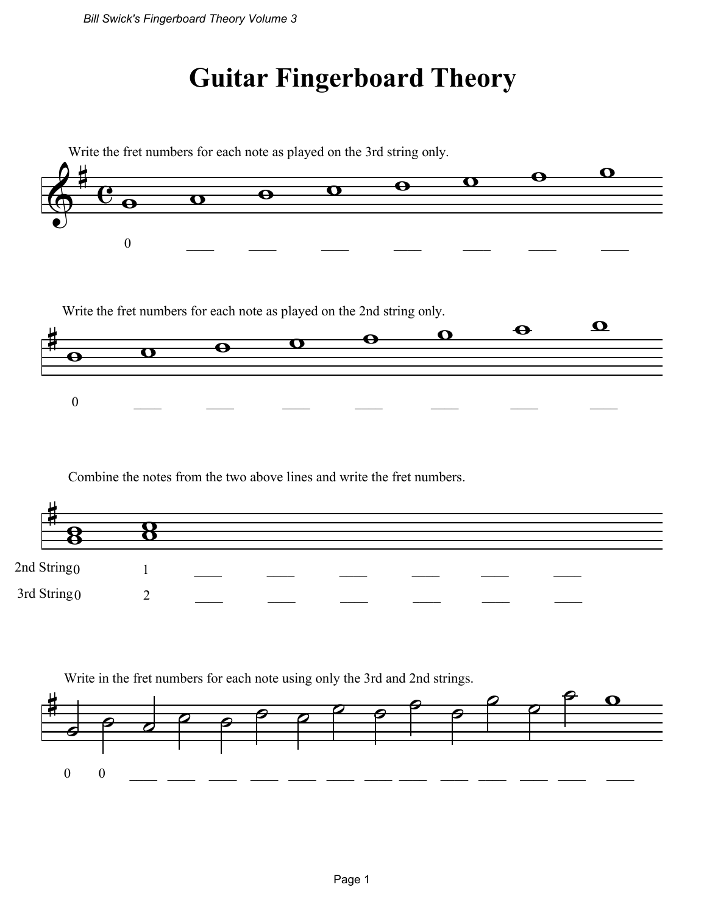# Guitar Fingerboard Theory

Write the fret numbers for each note as played on the 3rd string only.

0 ____ ____ ____ ____ ____ ____ ____

Write the fret numbers for each note as played on the 2nd string only.

0 ____ ____ ____ ____ ____ ____ ____

Combine the notes from the two above lines and write the fret numbers.

2nd String 0 1 ____ ____ ____ ____ ____ ____

3rd String 0 2 ____ ____ ____ ____ ____ ____

Write in the fret numbers for each note using only the 3rd and 2nd strings.

0 0 ____ ____ ____ ____ ____ ____ ____ ____ ____ ____ ____ ____ ____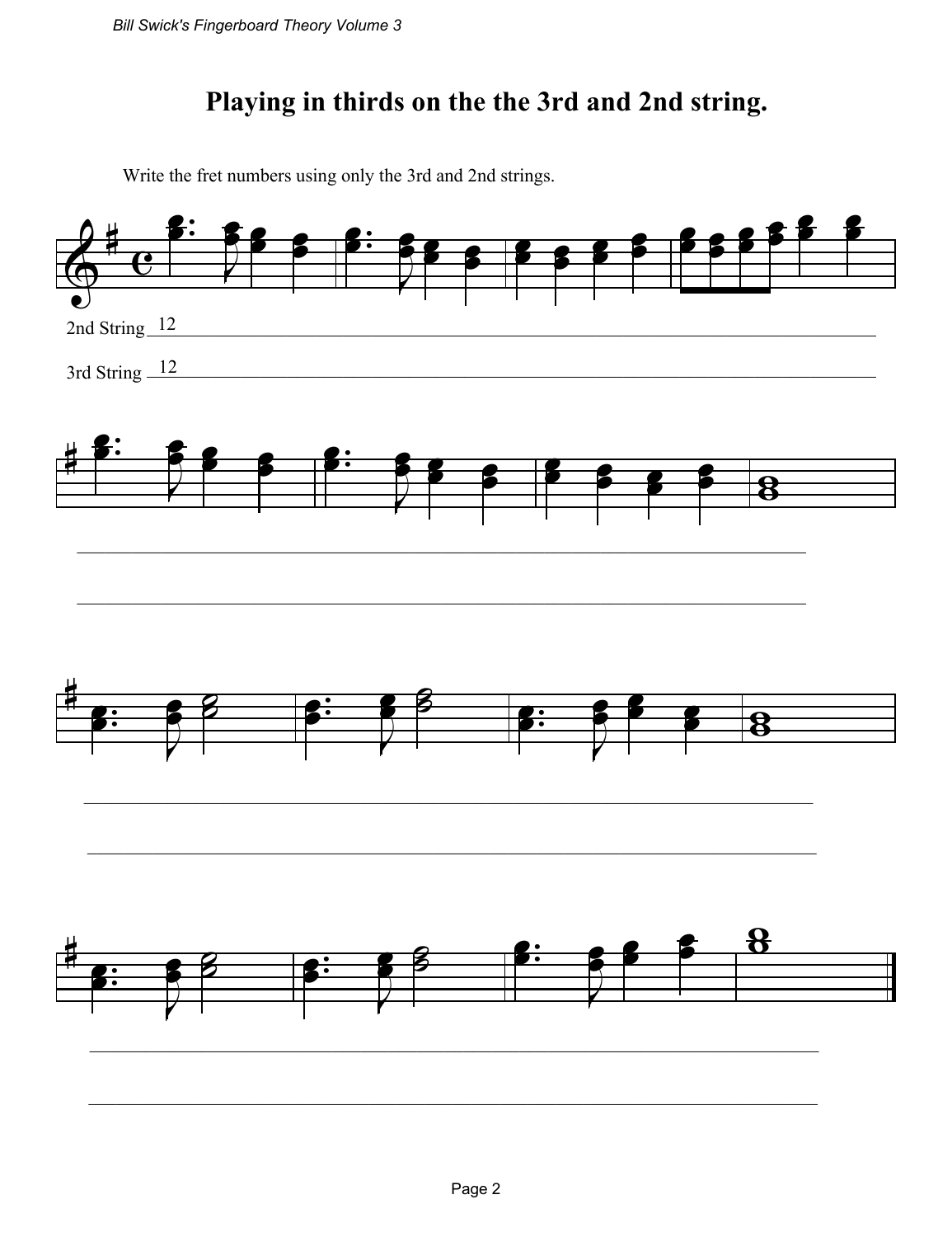# Playing in thirds on the the 3rd and 2nd string.

Write the fret numbers using only the 3rd and 2nd strings.

2nd String 12

3rd String 12